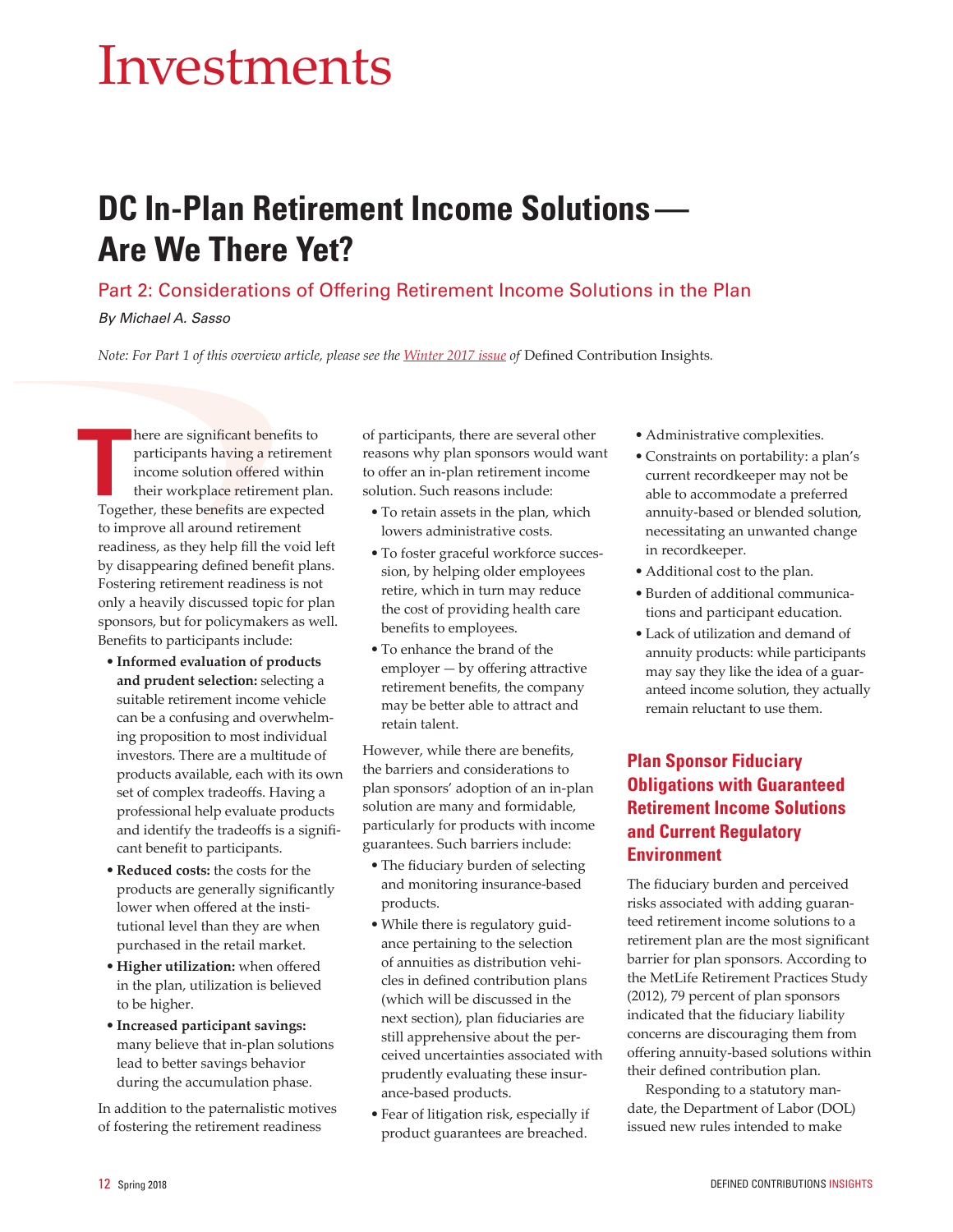# Investments

## DC In-Plan Retirement Income Solutions — Are We There Yet?

### Part 2: Considerations of Offering Retirement Income Solutions in the Plan

*By Michael A. Sasso*

*Note: For Part 1 of this overview article, please see the [Winter 2017 issue](#) of* Defined Contribution Insights.

There are significant benefits to participants having a retirement income solution offered within their workplace retirement plan. Together, these benefits are expected to improve all around retirement readiness, as they help fill the void left by disappearing defined benefit plans. Fostering retirement readiness is not only a heavily discussed topic for plan sponsors, but for policymakers as well. Benefits to participants include:

- **Informed evaluation of products and prudent selection:** selecting a suitable retirement income vehicle can be a confusing and overwhelming proposition to most individual investors. There are a multitude of products available, each with its own set of complex tradeoffs. Having a professional help evaluate products and identify the tradeoffs is a significant benefit to participants.
- **Reduced costs:** the costs for the products are generally significantly lower when offered at the institutional level than they are when purchased in the retail market.
- **Higher utilization:** when offered in the plan, utilization is believed to be higher.
- **Increased participant savings:** many believe that in-plan solutions lead to better savings behavior during the accumulation phase.

In addition to the paternalistic motives of fostering the retirement readiness of participants, there are several other reasons why plan sponsors would want to offer an in-plan retirement income solution. Such reasons include:

- To retain assets in the plan, which lowers administrative costs.
- To foster graceful workforce succession, by helping older employees retire, which in turn may reduce the cost of providing health care benefits to employees.
- To enhance the brand of the employer — by offering attractive retirement benefits, the company may be better able to attract and retain talent.

However, while there are benefits, the barriers and considerations to plan sponsors' adoption of an in-plan solution are many and formidable, particularly for products with income guarantees. Such barriers include:

- The fiduciary burden of selecting and monitoring insurance-based products.
- While there is regulatory guidance pertaining to the selection of annuities as distribution vehicles in defined contribution plans (which will be discussed in the next section), plan fiduciaries are still apprehensive about the perceived uncertainties associated with prudently evaluating these insurance-based products.
- Fear of litigation risk, especially if product guarantees are breached.
- Administrative complexities.
- Constraints on portability: a plan's current recordkeeper may not be able to accommodate a preferred annuity-based or blended solution, necessitating an unwanted change in recordkeeper.
- Additional cost to the plan.
- Burden of additional communications and participant education.
- Lack of utilization and demand of annuity products: while participants may say they like the idea of a guaranteed income solution, they actually remain reluctant to use them.

#### Plan Sponsor Fiduciary Obligations with Guaranteed Retirement Income Solutions and Current Regulatory Environment

The fiduciary burden and perceived risks associated with adding guaranteed retirement income solutions to a retirement plan are the most significant barrier for plan sponsors. According to the MetLife Retirement Practices Study (2012), 79 percent of plan sponsors indicated that the fiduciary liability concerns are discouraging them from offering annuity-based solutions within their defined contribution plan.

Responding to a statutory mandate, the Department of Labor (DOL) issued new rules intended to make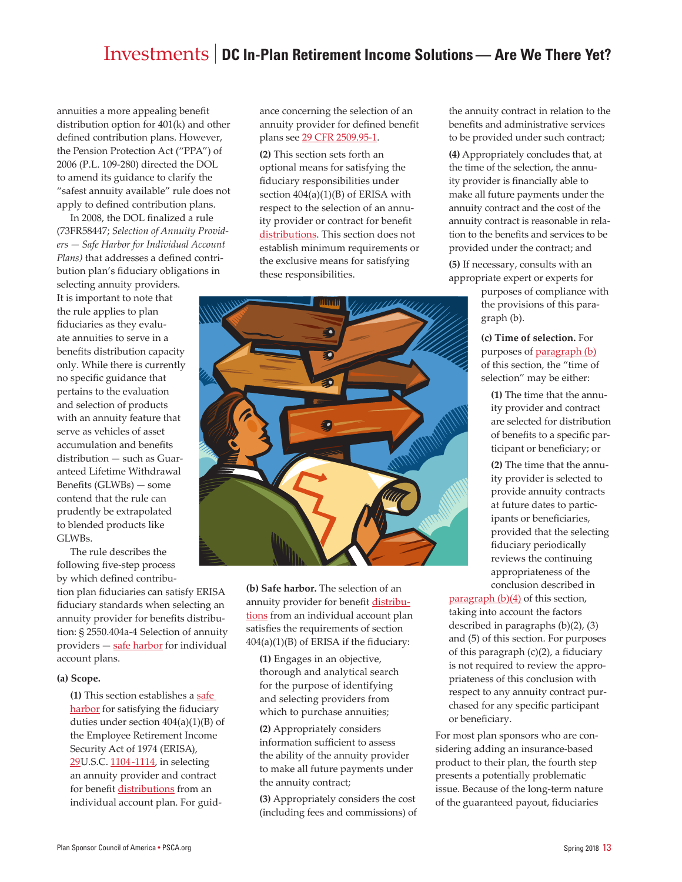annuities a more appealing benefit distribution option for 401(k) and other defined contribution plans. However, the Pension Protection Act ("PPA") of 2006 (P.L. 109-280) directed the DOL to amend its guidance to clarify the "safest annuity available" rule does not apply to defined contribution plans.

In 2008, the DOL finalized a rule (73FR58447; *Selection of Annuity Providers — Safe Harbor for Individual Account Plans)* that addresses a defined contribution plan's fiduciary obligations in selecting annuity providers. It is important to note that the rule applies to plan fiduciaries as they evaluate annuities to serve in a benefits distribution capacity only. While there is currently no specific guidance that pertains to the evaluation and selection of products with an annuity feature that serve as vehicles of asset accumulation and benefits distribution — such as Guaranteed Lifetime Withdrawal Benefits (GLWBs) — some contend that the rule can prudently be extrapolated to blended products like GLWBs.

The rule describes the following five-step process by which defined contribution plan fiduciaries can satisfy ERISA fiduciary standards when selecting an annuity provider for benefits distribution: § 2550.404a-4 Selection of annuity providers — safe harbor for individual account plans.

**(a) Scope.**

**(1)** This section establishes a safe harbor for satisfying the fiduciary duties under section 404(a)(1)(B) of the Employee Retirement Income Security Act of 1974 (ERISA), 29U.S.C. 1104-1114, in selecting an annuity provider and contract for benefit distributions from an individual account plan. For guidance concerning the selection of an annuity provider for defined benefit plans see 29 CFR 2509.95-1.

**(2)** This section sets forth an optional means for satisfying the fiduciary responsibilities under section 404(a)(1)(B) of ERISA with respect to the selection of an annuity provider or contract for benefit distributions. This section does not establish minimum requirements or the exclusive means for satisfying these responsibilities.

**(b) Safe harbor.** The selection of an annuity provider for benefit distributions from an individual account plan satisfies the requirements of section 404(a)(1)(B) of ERISA if the fiduciary:

**(1)** Engages in an objective, thorough and analytical search for the purpose of identifying and selecting providers from which to purchase annuities;

**(2)** Appropriately considers information sufficient to assess the ability of the annuity provider to make all future payments under the annuity contract;

**(3)** Appropriately considers the cost (including fees and commissions) of the annuity contract in relation to the benefits and administrative services to be provided under such contract;

**(4)** Appropriately concludes that, at the time of the selection, the annuity provider is financially able to make all future payments under the annuity contract and the cost of the annuity contract is reasonable in relation to the benefits and services to be provided under the contract; and

**(5)** If necessary, consults with an appropriate expert or experts for purposes of compliance with the provisions of this paragraph (b).

**(c) Time of selection.** For purposes of paragraph (b) of this section, the "time of selection" may be either:

**(1)** The time that the annuity provider and contract are selected for distribution of benefits to a specific participant or beneficiary; or

**(2)** The time that the annuity provider is selected to provide annuity contracts at future dates to participants or beneficiaries, provided that the selecting fiduciary periodically reviews the continuing appropriateness of the conclusion described in paragraph (b)(4) of this section, taking into account the factors described in paragraphs (b)(2), (3) and (5) of this section. For purposes of this paragraph (c)(2), a fiduciary is not required to review the appropriateness of this conclusion with respect to any annuity contract purchased for any specific participant or beneficiary.

For most plan sponsors who are considering adding an insurance-based product to their plan, the fourth step presents a potentially problematic issue. Because of the long-term nature of the guaranteed payout, fiduciaries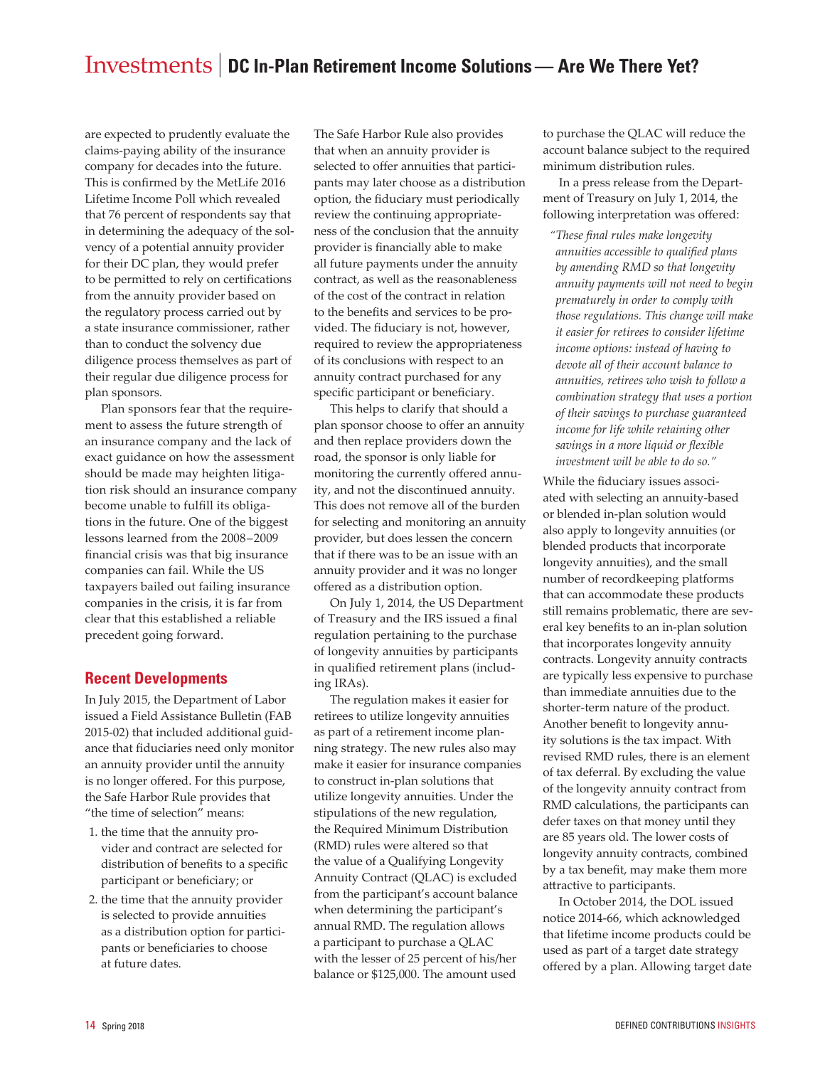are expected to prudently evaluate the claims-paying ability of the insurance company for decades into the future. This is confirmed by the MetLife 2016 Lifetime Income Poll which revealed that 76 percent of respondents say that in determining the adequacy of the solvency of a potential annuity provider for their DC plan, they would prefer to be permitted to rely on certifications from the annuity provider based on the regulatory process carried out by a state insurance commissioner, rather than to conduct the solvency due diligence process themselves as part of their regular due diligence process for plan sponsors.

Plan sponsors fear that the requirement to assess the future strength of an insurance company and the lack of exact guidance on how the assessment should be made may heighten litigation risk should an insurance company become unable to fulfill its obligations in the future. One of the biggest lessons learned from the 2008–2009 financial crisis was that big insurance companies can fail. While the US taxpayers bailed out failing insurance companies in the crisis, it is far from clear that this established a reliable precedent going forward.

## Recent Developments

In July 2015, the Department of Labor issued a Field Assistance Bulletin (FAB 2015-02) that included additional guidance that fiduciaries need only monitor an annuity provider until the annuity is no longer offered. For this purpose, the Safe Harbor Rule provides that "the time of selection" means:

1. the time that the annuity provider and contract are selected for distribution of benefits to a specific participant or beneficiary; or
2. the time that the annuity provider is selected to provide annuities as a distribution option for participants or beneficiaries to choose at future dates.

The Safe Harbor Rule also provides that when an annuity provider is selected to offer annuities that participants may later choose as a distribution option, the fiduciary must periodically review the continuing appropriateness of the conclusion that the annuity provider is financially able to make all future payments under the annuity contract, as well as the reasonableness of the cost of the contract in relation to the benefits and services to be provided. The fiduciary is not, however, required to review the appropriateness of its conclusions with respect to an annuity contract purchased for any specific participant or beneficiary.

This helps to clarify that should a plan sponsor choose to offer an annuity and then replace providers down the road, the sponsor is only liable for monitoring the currently offered annuity, and not the discontinued annuity. This does not remove all of the burden for selecting and monitoring an annuity provider, but does lessen the concern that if there was to be an issue with an annuity provider and it was no longer offered as a distribution option.

On July 1, 2014, the US Department of Treasury and the IRS issued a final regulation pertaining to the purchase of longevity annuities by participants in qualified retirement plans (including IRAs).

The regulation makes it easier for retirees to utilize longevity annuities as part of a retirement income planning strategy. The new rules also may make it easier for insurance companies to construct in-plan solutions that utilize longevity annuities. Under the stipulations of the new regulation, the Required Minimum Distribution (RMD) rules were altered so that the value of a Qualifying Longevity Annuity Contract (QLAC) is excluded from the participant's account balance when determining the participant's annual RMD. The regulation allows a participant to purchase a QLAC with the lesser of 25 percent of his/her balance or $125,000. The amount used to purchase the QLAC will reduce the account balance subject to the required minimum distribution rules.

In a press release from the Department of Treasury on July 1, 2014, the following interpretation was offered:

> *"These final rules make longevity annuities accessible to qualified plans by amending RMD so that longevity annuity payments will not need to begin prematurely in order to comply with those regulations. This change will make it easier for retirees to consider lifetime income options: instead of having to devote all of their account balance to annuities, retirees who wish to follow a combination strategy that uses a portion of their savings to purchase guaranteed income for life while retaining other savings in a more liquid or flexible investment will be able to do so."*

While the fiduciary issues associated with selecting an annuity-based or blended in-plan solution would also apply to longevity annuities (or blended products that incorporate longevity annuities), and the small number of recordkeeping platforms that can accommodate these products still remains problematic, there are several key benefits to an in-plan solution that incorporates longevity annuity contracts. Longevity annuity contracts are typically less expensive to purchase than immediate annuities due to the shorter-term nature of the product. Another benefit to longevity annuity solutions is the tax impact. With revised RMD rules, there is an element of tax deferral. By excluding the value of the longevity annuity contract from RMD calculations, the participants can defer taxes on that money until they are 85 years old. The lower costs of longevity annuity contracts, combined by a tax benefit, may make them more attractive to participants.

In October 2014, the DOL issued notice 2014-66, which acknowledged that lifetime income products could be used as part of a target date strategy offered by a plan. Allowing target date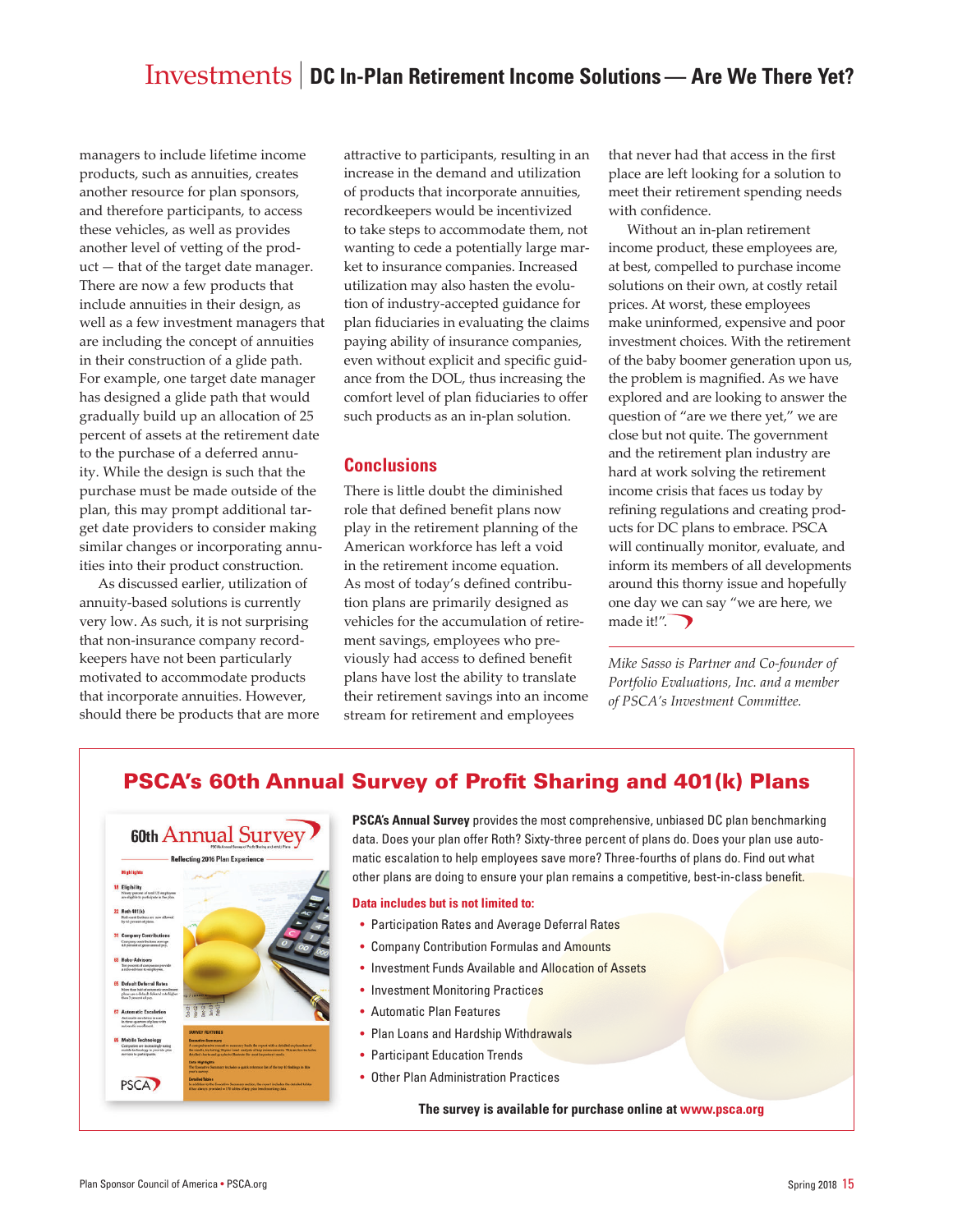managers to include lifetime income products, such as annuities, creates another resource for plan sponsors, and therefore participants, to access these vehicles, as well as provides another level of vetting of the product — that of the target date manager. There are now a few products that include annuities in their design, as well as a few investment managers that are including the concept of annuities in their construction of a glide path. For example, one target date manager has designed a glide path that would gradually build up an allocation of 25 percent of assets at the retirement date to the purchase of a deferred annuity. While the design is such that the purchase must be made outside of the plan, this may prompt additional target date providers to consider making similar changes or incorporating annuities into their product construction.

As discussed earlier, utilization of annuity-based solutions is currently very low. As such, it is not surprising that non-insurance company recordkeepers have not been particularly motivated to accommodate products that incorporate annuities. However, should there be products that are more attractive to participants, resulting in an increase in the demand and utilization of products that incorporate annuities, recordkeepers would be incentivized to take steps to accommodate them, not wanting to cede a potentially large market to insurance companies. Increased utilization may also hasten the evolution of industry-accepted guidance for plan fiduciaries in evaluating the claims paying ability of insurance companies, even without explicit and specific guidance from the DOL, thus increasing the comfort level of plan fiduciaries to offer such products as an in-plan solution.

## Conclusions

There is little doubt the diminished role that defined benefit plans now play in the retirement planning of the American workforce has left a void in the retirement income equation. As most of today's defined contribution plans are primarily designed as vehicles for the accumulation of retirement savings, employees who previously had access to defined benefit plans have lost the ability to translate their retirement savings into an income stream for retirement and employees that never had that access in the first place are left looking for a solution to meet their retirement spending needs with confidence.

Without an in-plan retirement income product, these employees are, at best, compelled to purchase income solutions on their own, at costly retail prices. At worst, these employees make uninformed, expensive and poor investment choices. With the retirement of the baby boomer generation upon us, the problem is magnified. As we have explored and are looking to answer the question of "are we there yet," we are close but not quite. The government and the retirement plan industry are hard at work solving the retirement income crisis that faces us today by refining regulations and creating products for DC plans to embrace. PSCA will continually monitor, evaluate, and inform its members of all developments around this thorny issue and hopefully one day we can say "we are here, we made it!".

*Mike Sasso is Partner and Co-founder of Portfolio Evaluations, Inc. and a member of PSCA's Investment Committee.*

## PSCA's 60th Annual Survey of Profit Sharing and 401(k) Plans

**PSCA's Annual Survey** provides the most comprehensive, unbiased DC plan benchmarking data. Does your plan offer Roth? Sixty-three percent of plans do. Does your plan use automatic escalation to help employees save more? Three-fourths of plans do. Find out what other plans are doing to ensure your plan remains a competitive, best-in-class benefit.

**Data includes but is not limited to:**

- Participation Rates and Average Deferral Rates
- Company Contribution Formulas and Amounts
- Investment Funds Available and Allocation of Assets
- Investment Monitoring Practices
- Automatic Plan Features
- Plan Loans and Hardship Withdrawals
- Participant Education Trends
- Other Plan Administration Practices

**The survey is available for purchase online at www.psca.org**